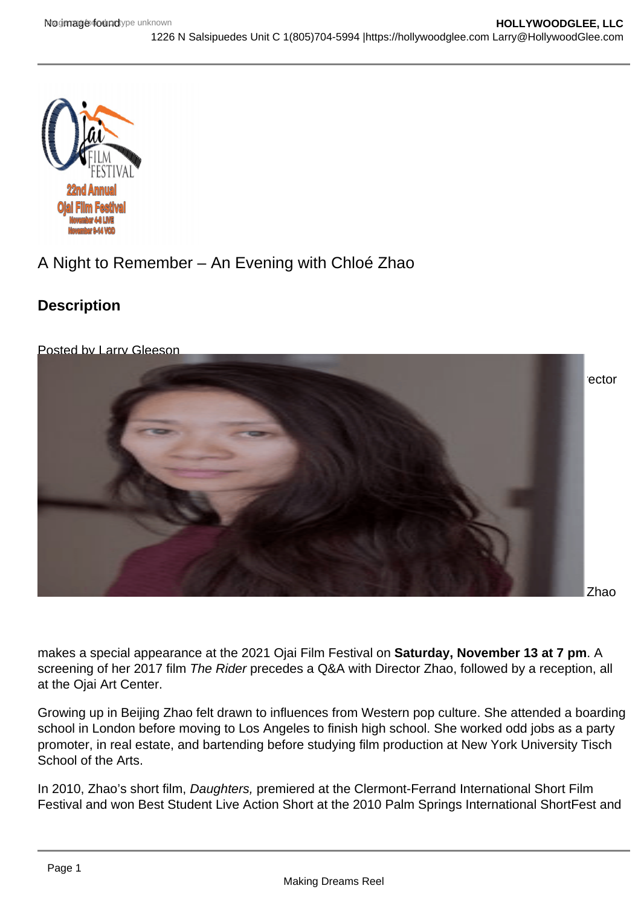A Night to Remember – An Evening with Chloé Zhao

## Description

Posted by Larry Gleeson

ector

Zhao

makes a special appearance at the 2021 Ojai Film Festival on **Saturday, November 13 at 7 pm**. A screening of her 2017 film *The Rider* precedes a Q&A with Director Zhao, followed by a reception, all at the Ojai Art Center.

Growing up in Beijing Zhao felt drawn to influences from Western pop culture. She attended a boarding school in London before moving to Los Angeles to finish high school. She worked odd jobs as a party promoter, in real estate, and bartending before studying film production at New York University Tisch School of the Arts.

In 2010, Zhao's short film, *Daughters,* premiered at the Clermont-Ferrand International Short Film Festival and won Best Student Live Action Short at the 2010 Palm Springs International ShortFest and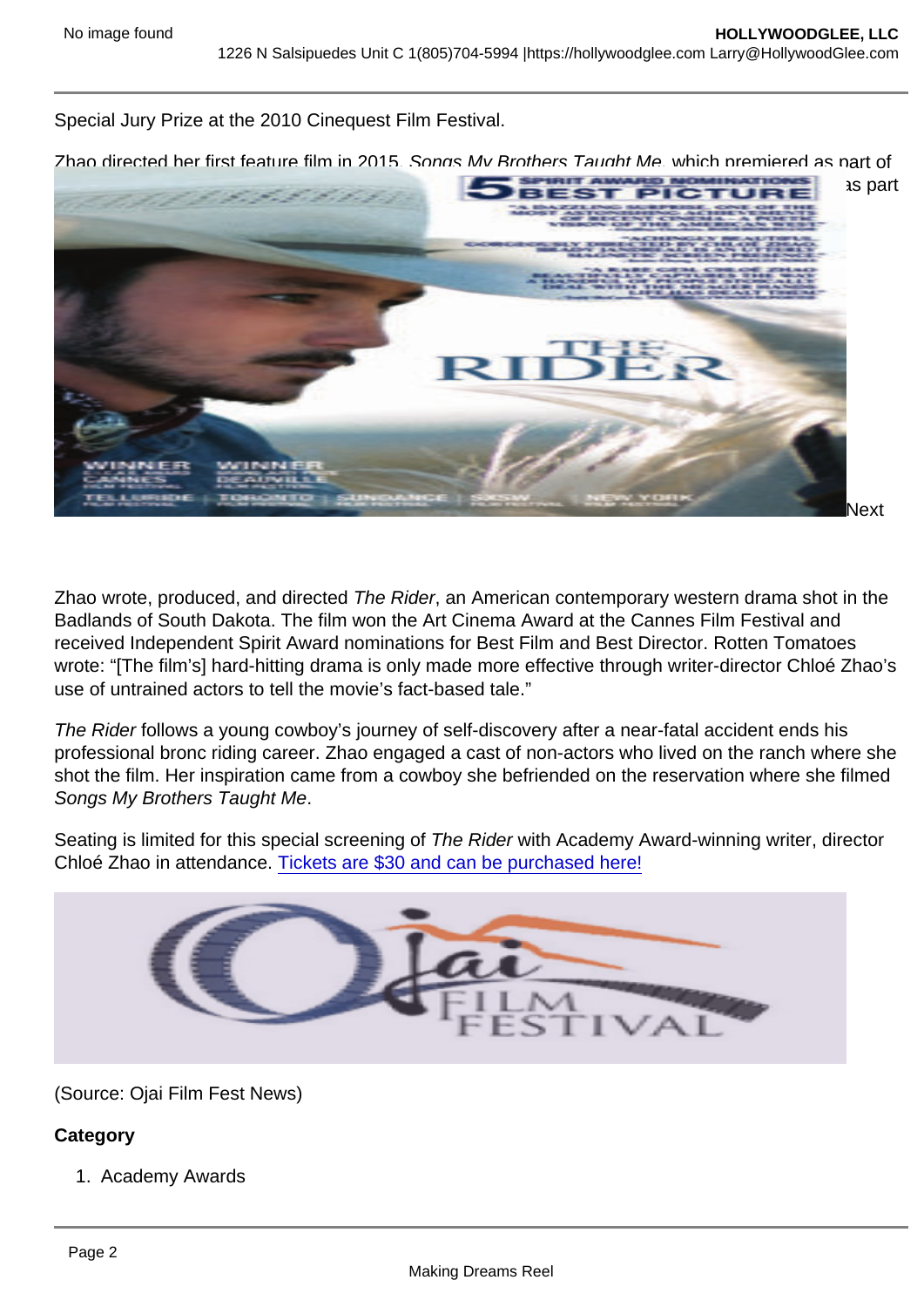Special Jury Prize at the 2010 Cinequest Film Festival.

Zhao directed her first feature film in 2015, *Songs My Brothers Taught Me*, which premiered as part of ... as part ... Next

Zhao wrote, produced, and directed *The Rider*, an American contemporary western drama shot in the Badlands of South Dakota. The film won the Art Cinema Award at the Cannes Film Festival and received Independent Spirit Award nominations for Best Film and Best Director. Rotten Tomatoes wrote: “[The film’s] hard-hitting drama is only made more effective through writer-director Chloé Zhao’s use of untrained actors to tell the movie’s fact-based tale.”

*The Rider* follows a young cowboy’s journey of self-discovery after a near-fatal accident ends his professional bronc riding career. Zhao engaged a cast of non-actors who lived on the ranch where she shot the film. Her inspiration came from a cowboy she befriended on the reservation where she filmed *Songs My Brothers Taught Me*.

Seating is limited for this special screening of *The Rider* with Academy Award-winning writer, director Chloé Zhao in attendance. [Tickets are $30 and can be purchased here!]

(Source: Ojai Film Fest News)

**Category**

1. Academy Awards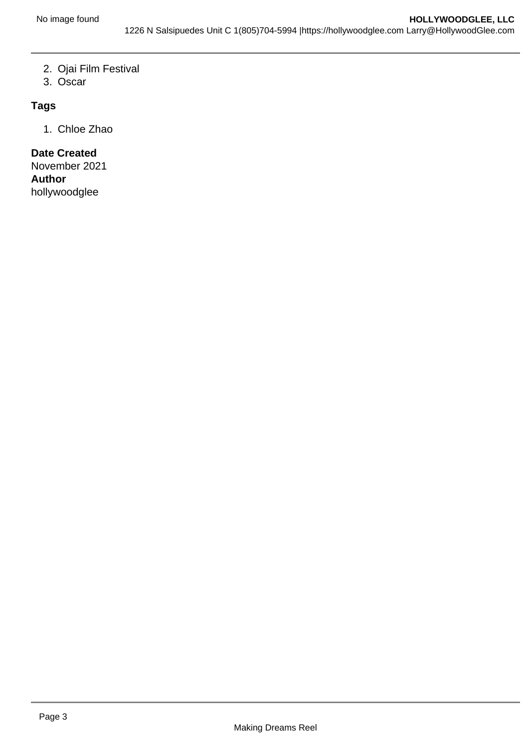2. Ojai Film Festival
3. Oscar

**Tags**

1. Chloe Zhao

**Date Created**
November 2021
**Author**
hollywoodglee